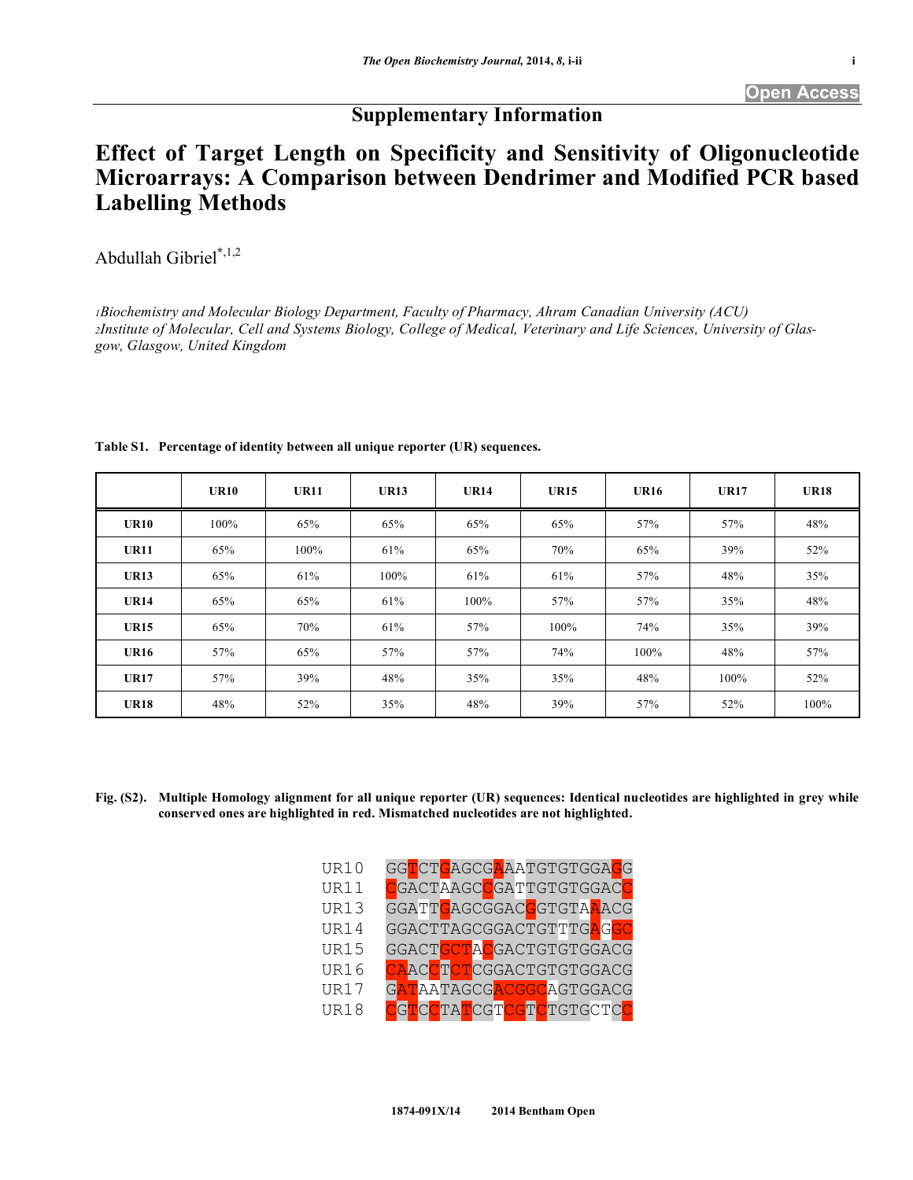## Supplementary Information

# Effect of Target Length on Specificity and Sensitivity of Oligonucleotide Microarrays: A Comparison between Dendrimer and Modified PCR based Labelling Methods

Abdullah Gibriel*[1,2]

[1]*Biochemistry and Molecular Biology Department, Faculty of Pharmacy, Ahram Canadian University (ACU)*
[2]*Institute of Molecular, Cell and Systems Biology, College of Medical, Veterinary and Life Sciences, University of Glasgow, Glasgow, United Kingdom*

**Table S1. Percentage of identity between all unique reporter (UR) sequences.**

| | UR10 | UR11 | UR13 | UR14 | UR15 | UR16 | UR17 | UR18 |
|---|---|---|---|---|---|---|---|---|
| **UR10** | 100% | 65% | 65% | 65% | 65% | 57% | 57% | 48% |
| **UR11** | 65% | 100% | 61% | 65% | 70% | 65% | 39% | 52% |
| **UR13** | 65% | 61% | 100% | 61% | 61% | 57% | 48% | 35% |
| **UR14** | 65% | 65% | 61% | 100% | 57% | 57% | 35% | 48% |
| **UR15** | 65% | 70% | 61% | 57% | 100% | 74% | 35% | 39% |
| **UR16** | 57% | 65% | 57% | 57% | 74% | 100% | 48% | 57% |
| **UR17** | 57% | 39% | 48% | 35% | 35% | 48% | 100% | 52% |
| **UR18** | 48% | 52% | 35% | 48% | 39% | 57% | 52% | 100% |

**Fig. (S2). Multiple Homology alignment for all unique reporter (UR) sequences: Identical nucleotides are highlighted in grey while conserved ones are highlighted in red. Mismatched nucleotides are not highlighted.**

```
UR10  GGTCTGAGCGAAATGTGTGGAGG
UR11  CGACTAAGCCGATTGTGTGGACC
UR13  GGATTGAGCGGACGGTGTAAACG
UR14  GGACTTAGCGGACTGTTTGAGGC
UR15  GGACTGCTACGACTGTGTGGACG
UR16  CAACCTCTCGGACTGTGTGGACG
UR17  GATAATAGCGACGGCAGTGGACG
UR18  CGTCCTATCGTCGTCTGTGCTCC
```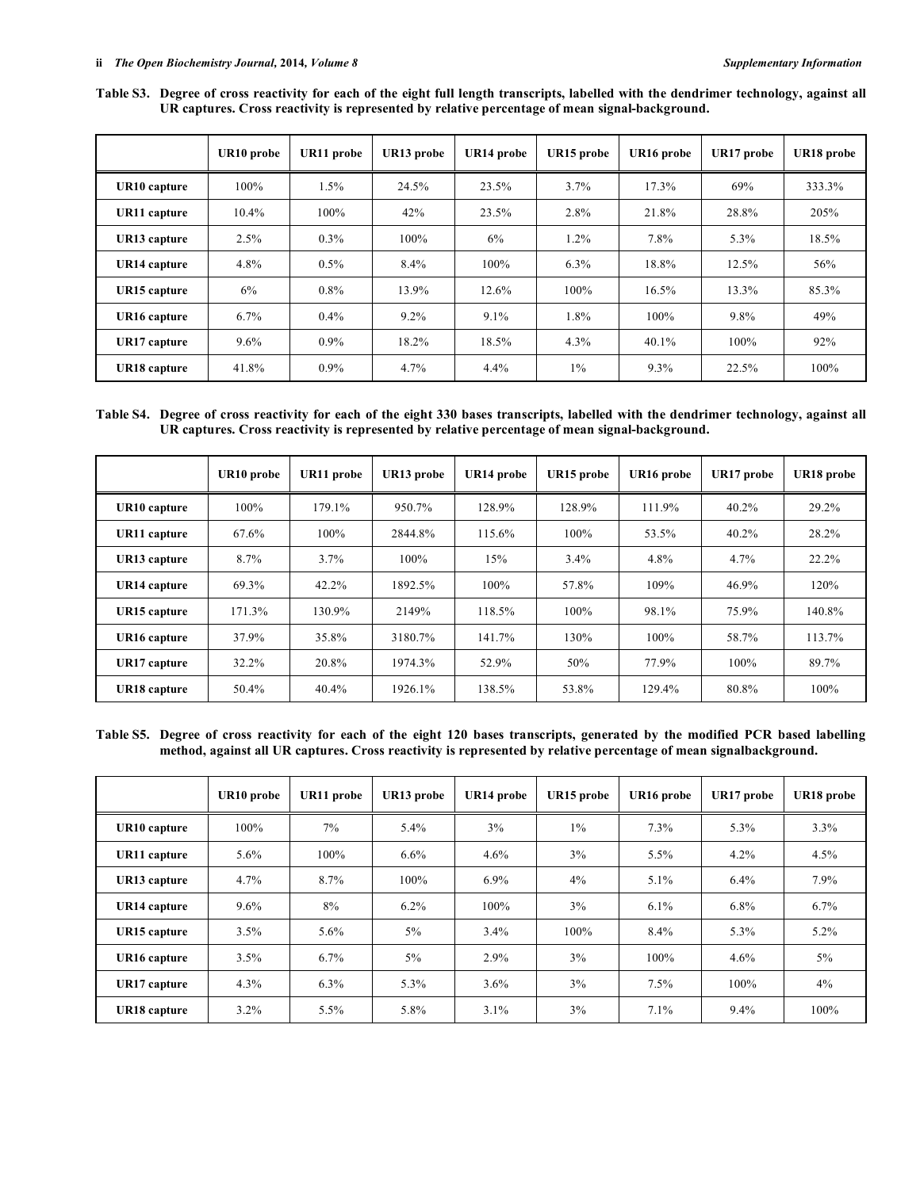**Table S3. Degree of cross reactivity for each of the eight full length transcripts, labelled with the dendrimer technology, against all UR captures. Cross reactivity is represented by relative percentage of mean signal-background.**

| | UR10 probe | UR11 probe | UR13 probe | UR14 probe | UR15 probe | UR16 probe | UR17 probe | UR18 probe |
|---|---|---|---|---|---|---|---|---|
| **UR10 capture** | 100% | 1.5% | 24.5% | 23.5% | 3.7% | 17.3% | 69% | 333.3% |
| **UR11 capture** | 10.4% | 100% | 42% | 23.5% | 2.8% | 21.8% | 28.8% | 205% |
| **UR13 capture** | 2.5% | 0.3% | 100% | 6% | 1.2% | 7.8% | 5.3% | 18.5% |
| **UR14 capture** | 4.8% | 0.5% | 8.4% | 100% | 6.3% | 18.8% | 12.5% | 56% |
| **UR15 capture** | 6% | 0.8% | 13.9% | 12.6% | 100% | 16.5% | 13.3% | 85.3% |
| **UR16 capture** | 6.7% | 0.4% | 9.2% | 9.1% | 1.8% | 100% | 9.8% | 49% |
| **UR17 capture** | 9.6% | 0.9% | 18.2% | 18.5% | 4.3% | 40.1% | 100% | 92% |
| **UR18 capture** | 41.8% | 0.9% | 4.7% | 4.4% | 1% | 9.3% | 22.5% | 100% |

**Table S4. Degree of cross reactivity for each of the eight 330 bases transcripts, labelled with the dendrimer technology, against all UR captures. Cross reactivity is represented by relative percentage of mean signal-background.**

| | UR10 probe | UR11 probe | UR13 probe | UR14 probe | UR15 probe | UR16 probe | UR17 probe | UR18 probe |
|---|---|---|---|---|---|---|---|---|
| **UR10 capture** | 100% | 179.1% | 950.7% | 128.9% | 128.9% | 111.9% | 40.2% | 29.2% |
| **UR11 capture** | 67.6% | 100% | 2844.8% | 115.6% | 100% | 53.5% | 40.2% | 28.2% |
| **UR13 capture** | 8.7% | 3.7% | 100% | 15% | 3.4% | 4.8% | 4.7% | 22.2% |
| **UR14 capture** | 69.3% | 42.2% | 1892.5% | 100% | 57.8% | 109% | 46.9% | 120% |
| **UR15 capture** | 171.3% | 130.9% | 2149% | 118.5% | 100% | 98.1% | 75.9% | 140.8% |
| **UR16 capture** | 37.9% | 35.8% | 3180.7% | 141.7% | 130% | 100% | 58.7% | 113.7% |
| **UR17 capture** | 32.2% | 20.8% | 1974.3% | 52.9% | 50% | 77.9% | 100% | 89.7% |
| **UR18 capture** | 50.4% | 40.4% | 1926.1% | 138.5% | 53.8% | 129.4% | 80.8% | 100% |

**Table S5. Degree of cross reactivity for each of the eight 120 bases transcripts, generated by the modified PCR based labelling method, against all UR captures. Cross reactivity is represented by relative percentage of mean signalbackground.**

| | UR10 probe | UR11 probe | UR13 probe | UR14 probe | UR15 probe | UR16 probe | UR17 probe | UR18 probe |
|---|---|---|---|---|---|---|---|---|
| **UR10 capture** | 100% | 7% | 5.4% | 3% | 1% | 7.3% | 5.3% | 3.3% |
| **UR11 capture** | 5.6% | 100% | 6.6% | 4.6% | 3% | 5.5% | 4.2% | 4.5% |
| **UR13 capture** | 4.7% | 8.7% | 100% | 6.9% | 4% | 5.1% | 6.4% | 7.9% |
| **UR14 capture** | 9.6% | 8% | 6.2% | 100% | 3% | 6.1% | 6.8% | 6.7% |
| **UR15 capture** | 3.5% | 5.6% | 5% | 3.4% | 100% | 8.4% | 5.3% | 5.2% |
| **UR16 capture** | 3.5% | 6.7% | 5% | 2.9% | 3% | 100% | 4.6% | 5% |
| **UR17 capture** | 4.3% | 6.3% | 5.3% | 3.6% | 3% | 7.5% | 100% | 4% |
| **UR18 capture** | 3.2% | 5.5% | 5.8% | 3.1% | 3% | 7.1% | 9.4% | 100% |